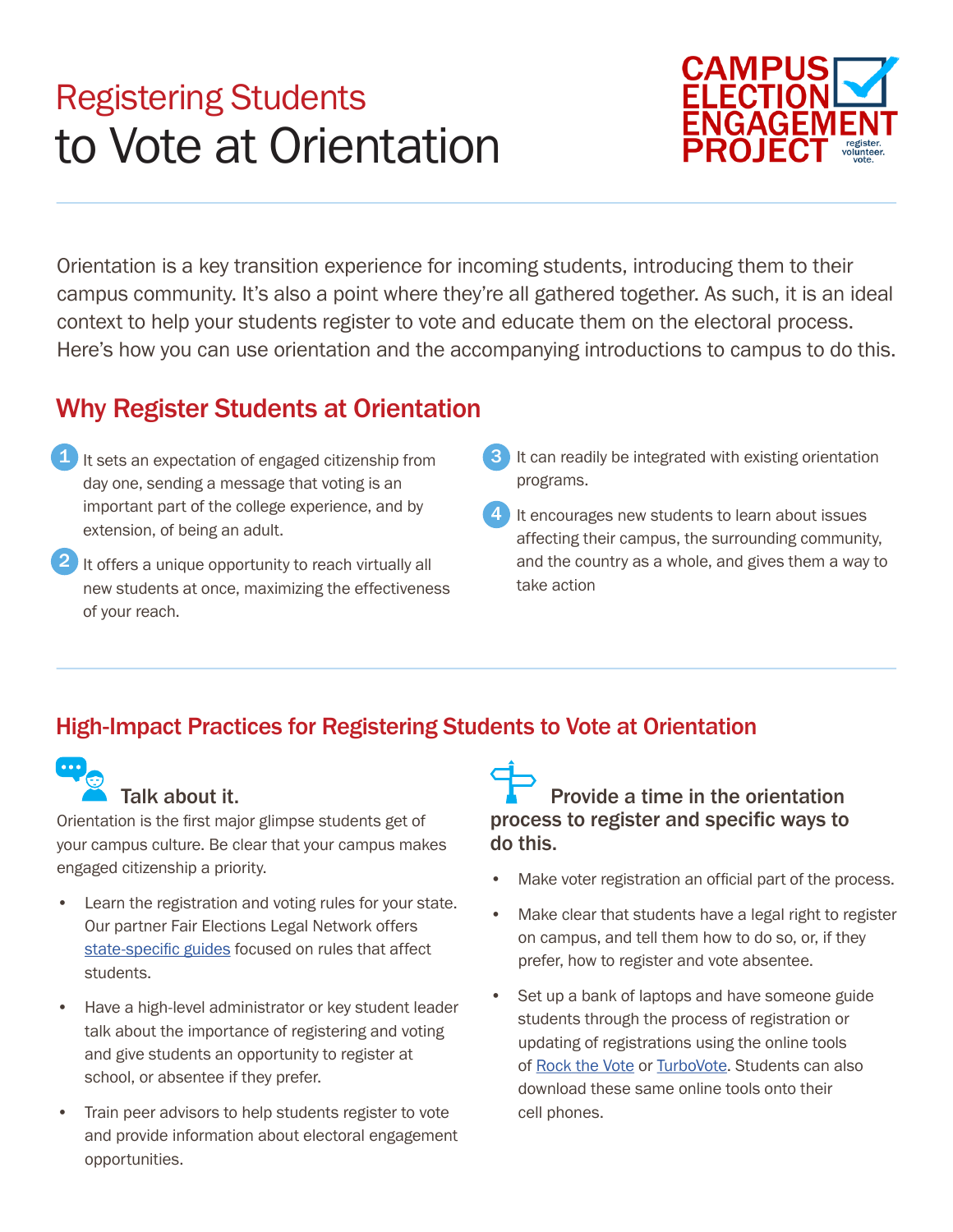# Registering Students to Vote at Orientation

CAMPUS ELECTION ENGAGEMENT PROJECT
register. volunteer. vote.

Orientation is a key transition experience for incoming students, introducing them to their campus community. It's also a point where they're all gathered together. As such, it is an ideal context to help your students register to vote and educate them on the electoral process. Here's how you can use orientation and the accompanying introductions to campus to do this.

## Why Register Students at Orientation

1. It sets an expectation of engaged citizenship from day one, sending a message that voting is an important part of the college experience, and by extension, of being an adult.
2. It offers a unique opportunity to reach virtually all new students at once, maximizing the effectiveness of your reach.
3. It can readily be integrated with existing orientation programs.
4. It encourages new students to learn about issues affecting their campus, the surrounding community, and the country as a whole, and gives them a way to take action

## High-Impact Practices for Registering Students to Vote at Orientation

### Talk about it.

Orientation is the first major glimpse students get of your campus culture. Be clear that your campus makes engaged citizenship a priority.

- Learn the registration and voting rules for your state. Our partner Fair Elections Legal Network offers state-specific guides focused on rules that affect students.
- Have a high-level administrator or key student leader talk about the importance of registering and voting and give students an opportunity to register at school, or absentee if they prefer.
- Train peer advisors to help students register to vote and provide information about electoral engagement opportunities.

### Provide a time in the orientation process to register and specific ways to do this.

- Make voter registration an official part of the process.
- Make clear that students have a legal right to register on campus, and tell them how to do so, or, if they prefer, how to register and vote absentee.
- Set up a bank of laptops and have someone guide students through the process of registration or updating of registrations using the online tools of Rock the Vote or TurboVote. Students can also download these same online tools onto their cell phones.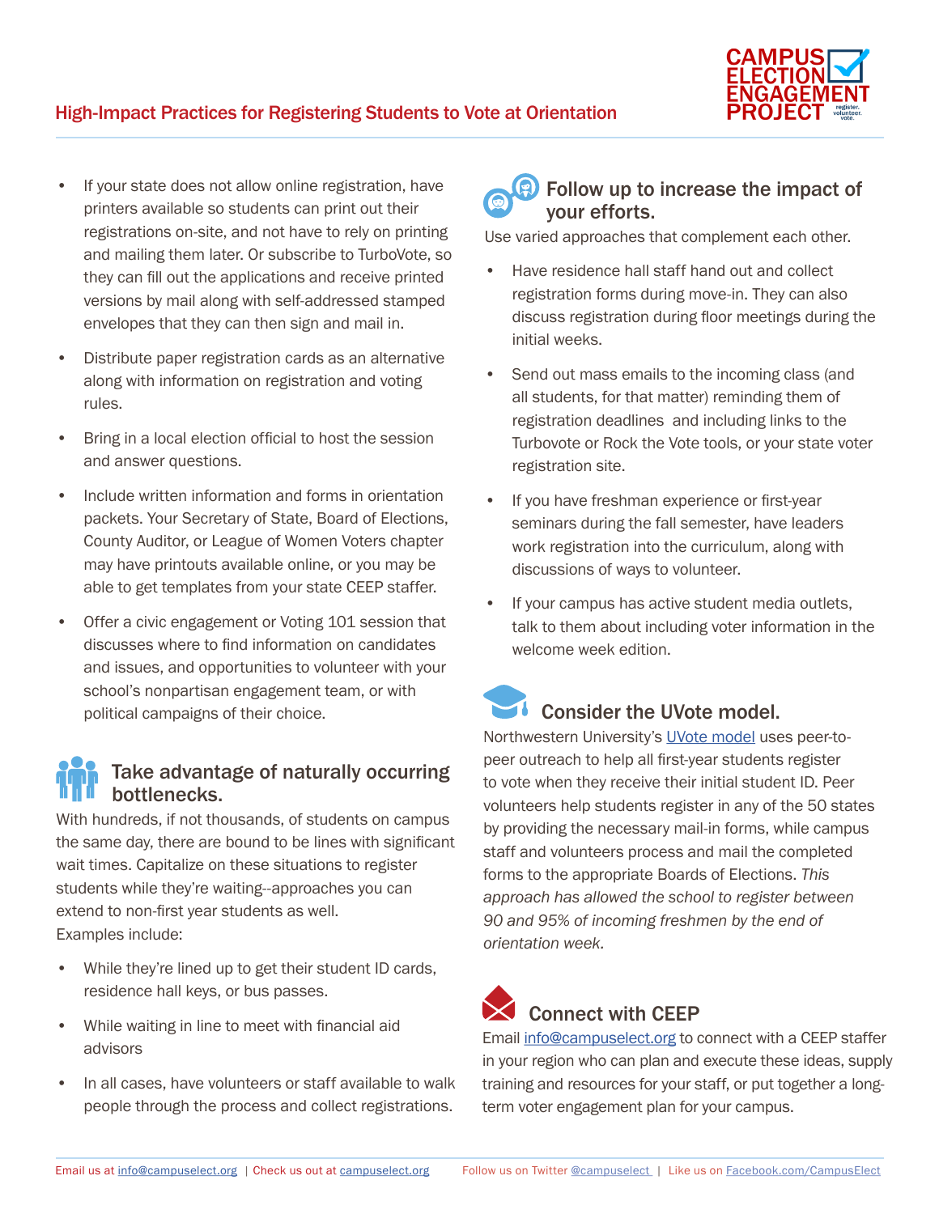## High-Impact Practices for Registering Students to Vote at Orientation

- If your state does not allow online registration, have printers available so students can print out their registrations on-site, and not have to rely on printing and mailing them later. Or subscribe to TurboVote, so they can fill out the applications and receive printed versions by mail along with self-addressed stamped envelopes that they can then sign and mail in.
- Distribute paper registration cards as an alternative along with information on registration and voting rules.
- Bring in a local election official to host the session and answer questions.
- Include written information and forms in orientation packets. Your Secretary of State, Board of Elections, County Auditor, or League of Women Voters chapter may have printouts available online, or you may be able to get templates from your state CEEP staffer.
- Offer a civic engagement or Voting 101 session that discusses where to find information on candidates and issues, and opportunities to volunteer with your school's nonpartisan engagement team, or with political campaigns of their choice.

### Take advantage of naturally occurring bottlenecks.

With hundreds, if not thousands, of students on campus the same day, there are bound to be lines with significant wait times. Capitalize on these situations to register students while they're waiting--approaches you can extend to non-first year students as well. Examples include:

- While they're lined up to get their student ID cards, residence hall keys, or bus passes.
- While waiting in line to meet with financial aid advisors
- In all cases, have volunteers or staff available to walk people through the process and collect registrations.

### Follow up to increase the impact of your efforts.

Use varied approaches that complement each other.

- Have residence hall staff hand out and collect registration forms during move-in. They can also discuss registration during floor meetings during the initial weeks.
- Send out mass emails to the incoming class (and all students, for that matter) reminding them of registration deadlines and including links to the Turbovote or Rock the Vote tools, or your state voter registration site.
- If you have freshman experience or first-year seminars during the fall semester, have leaders work registration into the curriculum, along with discussions of ways to volunteer.
- If your campus has active student media outlets, talk to them about including voter information in the welcome week edition.

### Consider the UVote model.

Northwestern University's UVote model uses peer-to-peer outreach to help all first-year students register to vote when they receive their initial student ID. Peer volunteers help students register in any of the 50 states by providing the necessary mail-in forms, while campus staff and volunteers process and mail the completed forms to the appropriate Boards of Elections. *This approach has allowed the school to register between 90 and 95% of incoming freshmen by the end of orientation week.*

### Connect with CEEP

Email info@campuselect.org to connect with a CEEP staffer in your region who can plan and execute these ideas, supply training and resources for your staff, or put together a long-term voter engagement plan for your campus.